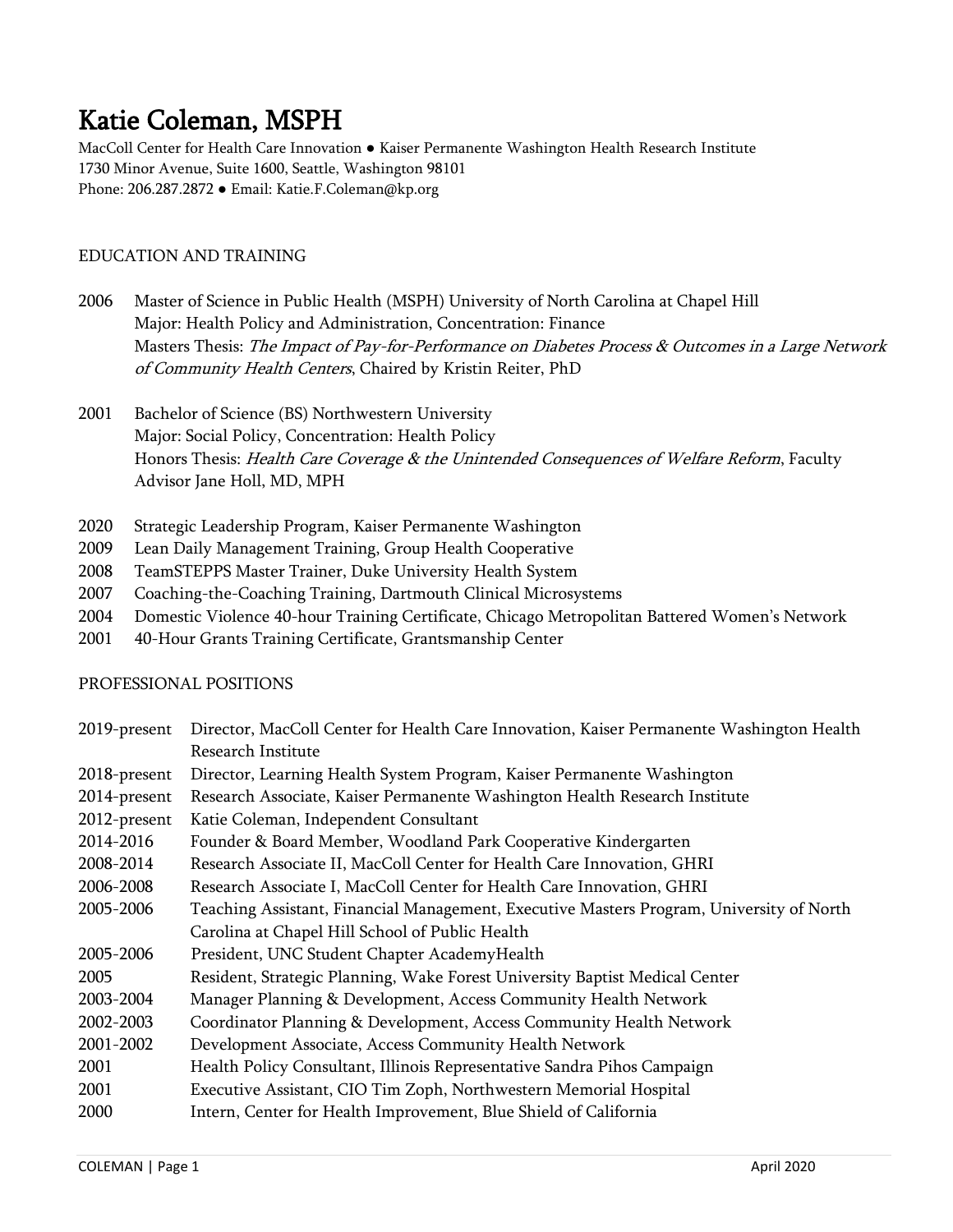# Katie Coleman, MSPH

MacColl Center for Health Care Innovation ● Kaiser Permanente Washington Health Research Institute
1730 Minor Avenue, Suite 1600, Seattle, Washington 98101
Phone: 206.287.2872 ● Email: Katie.F.Coleman@kp.org

## EDUCATION AND TRAINING

2006 Master of Science in Public Health (MSPH) University of North Carolina at Chapel Hill
Major: Health Policy and Administration, Concentration: Finance
Masters Thesis: *The Impact of Pay-for-Performance on Diabetes Process & Outcomes in a Large Network of Community Health Centers*, Chaired by Kristin Reiter, PhD

2001 Bachelor of Science (BS) Northwestern University
Major: Social Policy, Concentration: Health Policy
Honors Thesis: *Health Care Coverage & the Unintended Consequences of Welfare Reform*, Faculty Advisor Jane Holl, MD, MPH

2020 Strategic Leadership Program, Kaiser Permanente Washington
2009 Lean Daily Management Training, Group Health Cooperative
2008 TeamSTEPPS Master Trainer, Duke University Health System
2007 Coaching-the-Coaching Training, Dartmouth Clinical Microsystems
2004 Domestic Violence 40-hour Training Certificate, Chicago Metropolitan Battered Women's Network
2001 40-Hour Grants Training Certificate, Grantsmanship Center

## PROFESSIONAL POSITIONS

2019-present Director, MacColl Center for Health Care Innovation, Kaiser Permanente Washington Health Research Institute
2018-present Director, Learning Health System Program, Kaiser Permanente Washington
2014-present Research Associate, Kaiser Permanente Washington Health Research Institute
2012-present Katie Coleman, Independent Consultant
2014-2016 Founder & Board Member, Woodland Park Cooperative Kindergarten
2008-2014 Research Associate II, MacColl Center for Health Care Innovation, GHRI
2006-2008 Research Associate I, MacColl Center for Health Care Innovation, GHRI
2005-2006 Teaching Assistant, Financial Management, Executive Masters Program, University of North Carolina at Chapel Hill School of Public Health
2005-2006 President, UNC Student Chapter AcademyHealth
2005 Resident, Strategic Planning, Wake Forest University Baptist Medical Center
2003-2004 Manager Planning & Development, Access Community Health Network
2002-2003 Coordinator Planning & Development, Access Community Health Network
2001-2002 Development Associate, Access Community Health Network
2001 Health Policy Consultant, Illinois Representative Sandra Pihos Campaign
2001 Executive Assistant, CIO Tim Zoph, Northwestern Memorial Hospital
2000 Intern, Center for Health Improvement, Blue Shield of California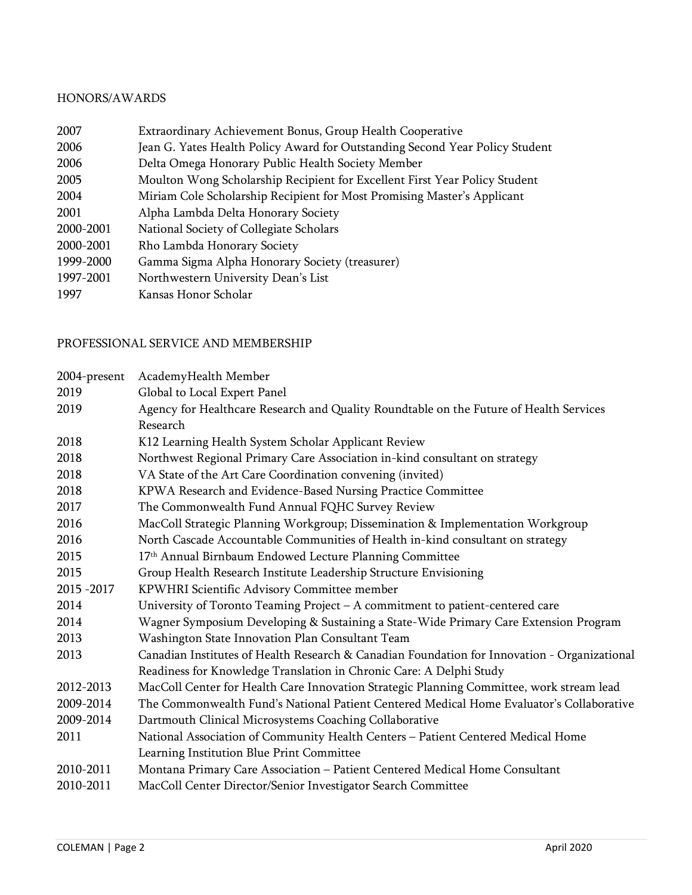## HONORS/AWARDS

| | |
|---|---|
| 2007 | Extraordinary Achievement Bonus, Group Health Cooperative |
| 2006 | Jean G. Yates Health Policy Award for Outstanding Second Year Policy Student |
| 2006 | Delta Omega Honorary Public Health Society Member |
| 2005 | Moulton Wong Scholarship Recipient for Excellent First Year Policy Student |
| 2004 | Miriam Cole Scholarship Recipient for Most Promising Master's Applicant |
| 2001 | Alpha Lambda Delta Honorary Society |
| 2000-2001 | National Society of Collegiate Scholars |
| 2000-2001 | Rho Lambda Honorary Society |
| 1999-2000 | Gamma Sigma Alpha Honorary Society (treasurer) |
| 1997-2001 | Northwestern University Dean's List |
| 1997 | Kansas Honor Scholar |

## PROFESSIONAL SERVICE AND MEMBERSHIP

| | |
|---|---|
| 2004-present | AcademyHealth Member |
| 2019 | Global to Local Expert Panel |
| 2019 | Agency for Healthcare Research and Quality Roundtable on the Future of Health Services Research |
| 2018 | K12 Learning Health System Scholar Applicant Review |
| 2018 | Northwest Regional Primary Care Association in-kind consultant on strategy |
| 2018 | VA State of the Art Care Coordination convening (invited) |
| 2018 | KPWA Research and Evidence-Based Nursing Practice Committee |
| 2017 | The Commonwealth Fund Annual FQHC Survey Review |
| 2016 | MacColl Strategic Planning Workgroup; Dissemination & Implementation Workgroup |
| 2016 | North Cascade Accountable Communities of Health in-kind consultant on strategy |
| 2015 | 17th Annual Birnbaum Endowed Lecture Planning Committee |
| 2015 | Group Health Research Institute Leadership Structure Envisioning |
| 2015 -2017 | KPWHRI Scientific Advisory Committee member |
| 2014 | University of Toronto Teaming Project – A commitment to patient-centered care |
| 2014 | Wagner Symposium Developing & Sustaining a State-Wide Primary Care Extension Program |
| 2013 | Washington State Innovation Plan Consultant Team |
| 2013 | Canadian Institutes of Health Research & Canadian Foundation for Innovation - Organizational Readiness for Knowledge Translation in Chronic Care: A Delphi Study |
| 2012-2013 | MacColl Center for Health Care Innovation Strategic Planning Committee, work stream lead |
| 2009-2014 | The Commonwealth Fund's National Patient Centered Medical Home Evaluator's Collaborative |
| 2009-2014 | Dartmouth Clinical Microsystems Coaching Collaborative |
| 2011 | National Association of Community Health Centers – Patient Centered Medical Home Learning Institution Blue Print Committee |
| 2010-2011 | Montana Primary Care Association – Patient Centered Medical Home Consultant |
| 2010-2011 | MacColl Center Director/Senior Investigator Search Committee |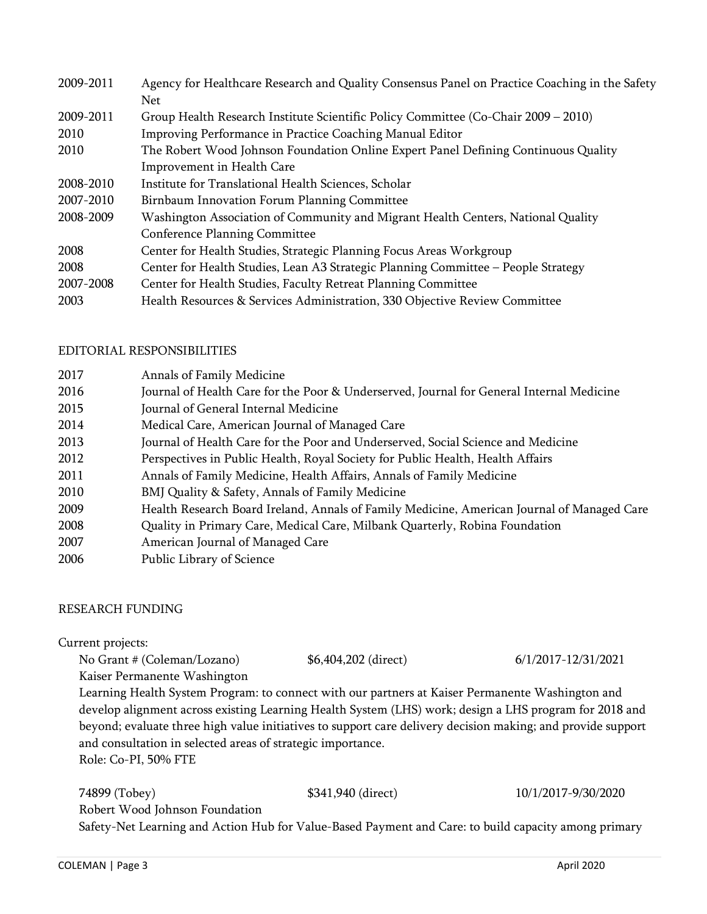| | |
|---|---|
| 2009-2011 | Agency for Healthcare Research and Quality Consensus Panel on Practice Coaching in the Safety Net |
| 2009-2011 | Group Health Research Institute Scientific Policy Committee (Co-Chair 2009 – 2010) |
| 2010 | Improving Performance in Practice Coaching Manual Editor |
| 2010 | The Robert Wood Johnson Foundation Online Expert Panel Defining Continuous Quality Improvement in Health Care |
| 2008-2010 | Institute for Translational Health Sciences, Scholar |
| 2007-2010 | Birnbaum Innovation Forum Planning Committee |
| 2008-2009 | Washington Association of Community and Migrant Health Centers, National Quality Conference Planning Committee |
| 2008 | Center for Health Studies, Strategic Planning Focus Areas Workgroup |
| 2008 | Center for Health Studies, Lean A3 Strategic Planning Committee – People Strategy |
| 2007-2008 | Center for Health Studies, Faculty Retreat Planning Committee |
| 2003 | Health Resources & Services Administration, 330 Objective Review Committee |

## EDITORIAL RESPONSIBILITIES

| | |
|---|---|
| 2017 | Annals of Family Medicine |
| 2016 | Journal of Health Care for the Poor & Underserved, Journal for General Internal Medicine |
| 2015 | Journal of General Internal Medicine |
| 2014 | Medical Care, American Journal of Managed Care |
| 2013 | Journal of Health Care for the Poor and Underserved, Social Science and Medicine |
| 2012 | Perspectives in Public Health, Royal Society for Public Health, Health Affairs |
| 2011 | Annals of Family Medicine, Health Affairs, Annals of Family Medicine |
| 2010 | BMJ Quality & Safety, Annals of Family Medicine |
| 2009 | Health Research Board Ireland, Annals of Family Medicine, American Journal of Managed Care |
| 2008 | Quality in Primary Care, Medical Care, Milbank Quarterly, Robina Foundation |
| 2007 | American Journal of Managed Care |
| 2006 | Public Library of Science |

## RESEARCH FUNDING

Current projects:

No Grant # (Coleman/Lozano) $6,404,202 (direct) 6/1/2017-12/31/2021
Kaiser Permanente Washington
Learning Health System Program: to connect with our partners at Kaiser Permanente Washington and develop alignment across existing Learning Health System (LHS) work; design a LHS program for 2018 and beyond; evaluate three high value initiatives to support care delivery decision making; and provide support and consultation in selected areas of strategic importance.
Role: Co-PI, 50% FTE

74899 (Tobey) $341,940 (direct) 10/1/2017-9/30/2020
Robert Wood Johnson Foundation
Safety-Net Learning and Action Hub for Value-Based Payment and Care: to build capacity among primary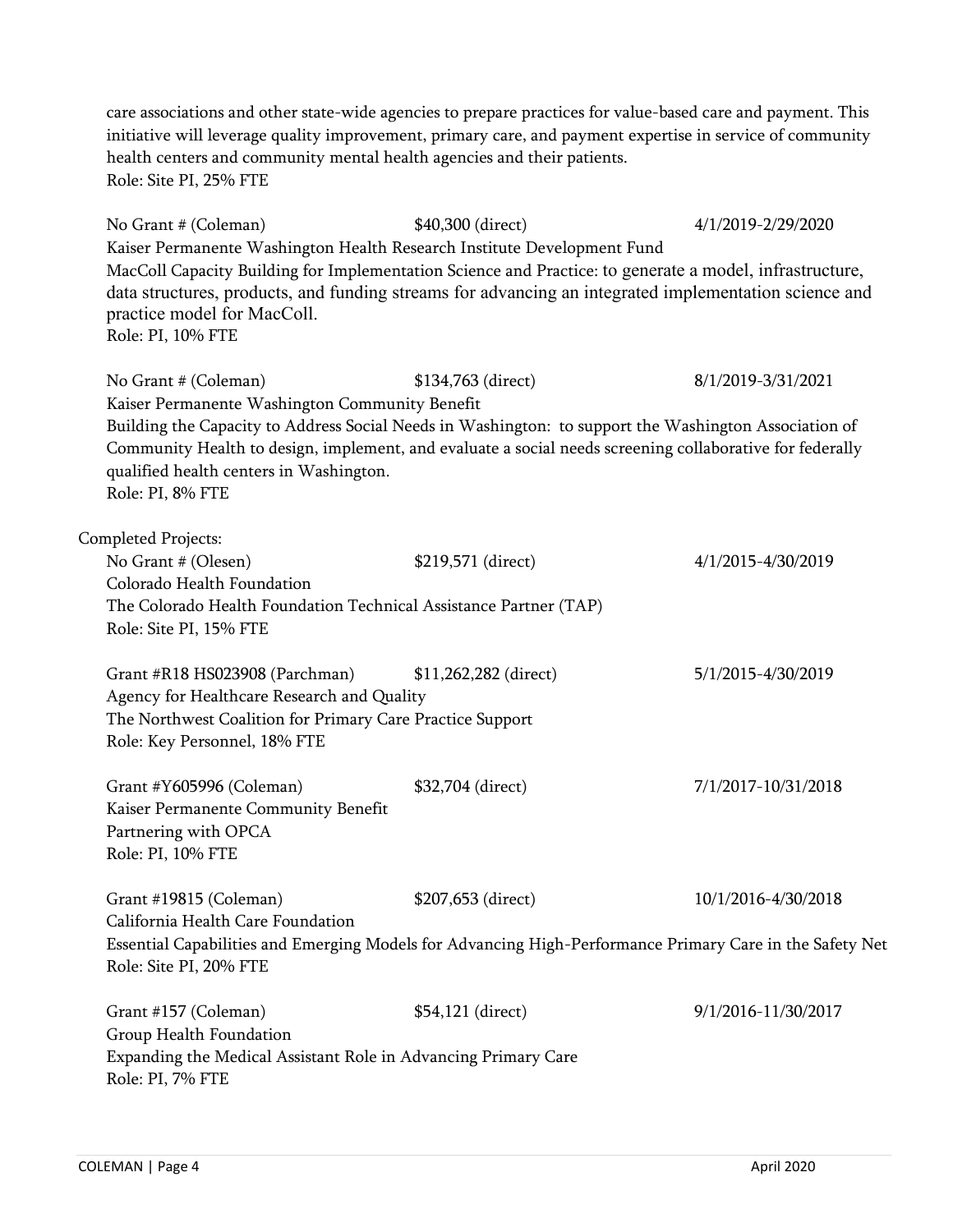care associations and other state-wide agencies to prepare practices for value-based care and payment. This initiative will leverage quality improvement, primary care, and payment expertise in service of community health centers and community mental health agencies and their patients.
Role: Site PI, 25% FTE

No Grant # (Coleman) $40,300 (direct) 4/1/2019-2/29/2020
Kaiser Permanente Washington Health Research Institute Development Fund
MacColl Capacity Building for Implementation Science and Practice: to generate a model, infrastructure, data structures, products, and funding streams for advancing an integrated implementation science and practice model for MacColl.
Role: PI, 10% FTE

No Grant # (Coleman) $134,763 (direct) 8/1/2019-3/31/2021
Kaiser Permanente Washington Community Benefit
Building the Capacity to Address Social Needs in Washington: to support the Washington Association of Community Health to design, implement, and evaluate a social needs screening collaborative for federally qualified health centers in Washington.
Role: PI, 8% FTE

Completed Projects:

No Grant # (Olesen) $219,571 (direct) 4/1/2015-4/30/2019
Colorado Health Foundation
The Colorado Health Foundation Technical Assistance Partner (TAP)
Role: Site PI, 15% FTE

Grant #R18 HS023908 (Parchman) $11,262,282 (direct) 5/1/2015-4/30/2019
Agency for Healthcare Research and Quality
The Northwest Coalition for Primary Care Practice Support
Role: Key Personnel, 18% FTE

Grant #Y605996 (Coleman) $32,704 (direct) 7/1/2017-10/31/2018
Kaiser Permanente Community Benefit
Partnering with OPCA
Role: PI, 10% FTE

Grant #19815 (Coleman) $207,653 (direct) 10/1/2016-4/30/2018
California Health Care Foundation
Essential Capabilities and Emerging Models for Advancing High-Performance Primary Care in the Safety Net
Role: Site PI, 20% FTE

Grant #157 (Coleman) $54,121 (direct) 9/1/2016-11/30/2017
Group Health Foundation
Expanding the Medical Assistant Role in Advancing Primary Care
Role: PI, 7% FTE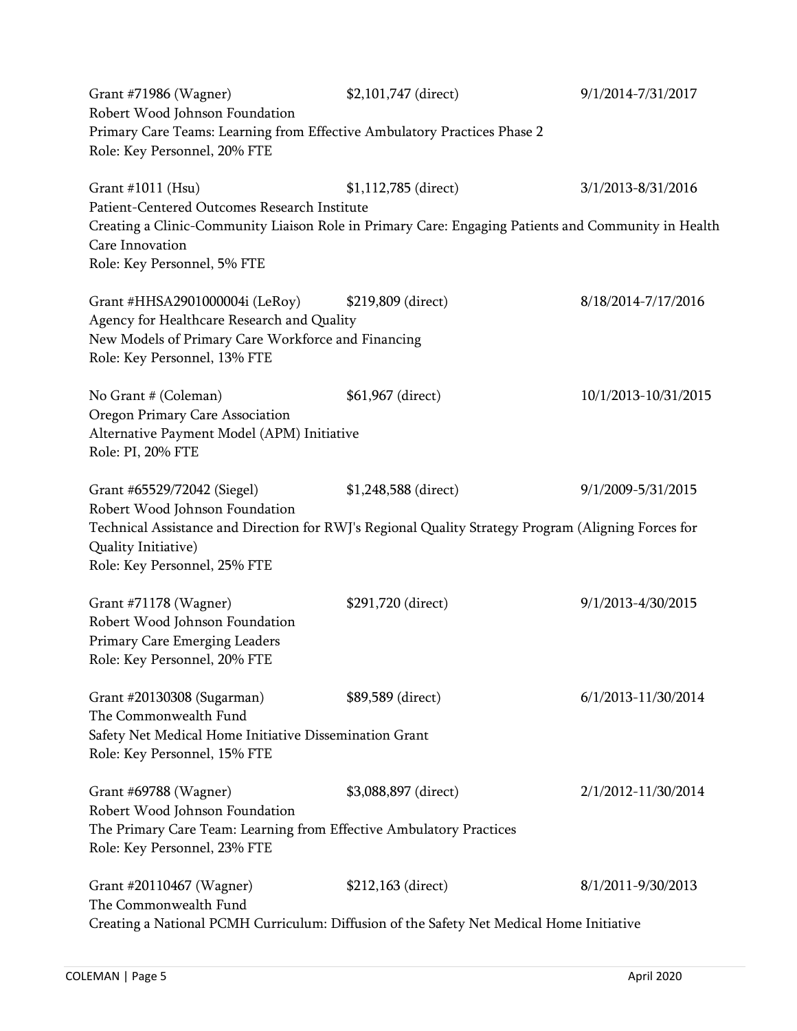Grant #71986 (Wagner) $2,101,747 (direct) 9/1/2014-7/31/2017
Robert Wood Johnson Foundation
Primary Care Teams: Learning from Effective Ambulatory Practices Phase 2
Role: Key Personnel, 20% FTE

Grant #1011 (Hsu) $1,112,785 (direct) 3/1/2013-8/31/2016
Patient-Centered Outcomes Research Institute
Creating a Clinic-Community Liaison Role in Primary Care: Engaging Patients and Community in Health Care Innovation
Role: Key Personnel, 5% FTE

Grant #HHSA2901000004i (LeRoy) $219,809 (direct) 8/18/2014-7/17/2016
Agency for Healthcare Research and Quality
New Models of Primary Care Workforce and Financing
Role: Key Personnel, 13% FTE

No Grant # (Coleman) $61,967 (direct) 10/1/2013-10/31/2015
Oregon Primary Care Association
Alternative Payment Model (APM) Initiative
Role: PI, 20% FTE

Grant #65529/72042 (Siegel) $1,248,588 (direct) 9/1/2009-5/31/2015
Robert Wood Johnson Foundation
Technical Assistance and Direction for RWJ's Regional Quality Strategy Program (Aligning Forces for Quality Initiative)
Role: Key Personnel, 25% FTE

Grant #71178 (Wagner) $291,720 (direct) 9/1/2013-4/30/2015
Robert Wood Johnson Foundation
Primary Care Emerging Leaders
Role: Key Personnel, 20% FTE

Grant #20130308 (Sugarman) $89,589 (direct) 6/1/2013-11/30/2014
The Commonwealth Fund
Safety Net Medical Home Initiative Dissemination Grant
Role: Key Personnel, 15% FTE

Grant #69788 (Wagner) $3,088,897 (direct) 2/1/2012-11/30/2014
Robert Wood Johnson Foundation
The Primary Care Team: Learning from Effective Ambulatory Practices
Role: Key Personnel, 23% FTE

Grant #20110467 (Wagner) $212,163 (direct) 8/1/2011-9/30/2013
The Commonwealth Fund
Creating a National PCMH Curriculum: Diffusion of the Safety Net Medical Home Initiative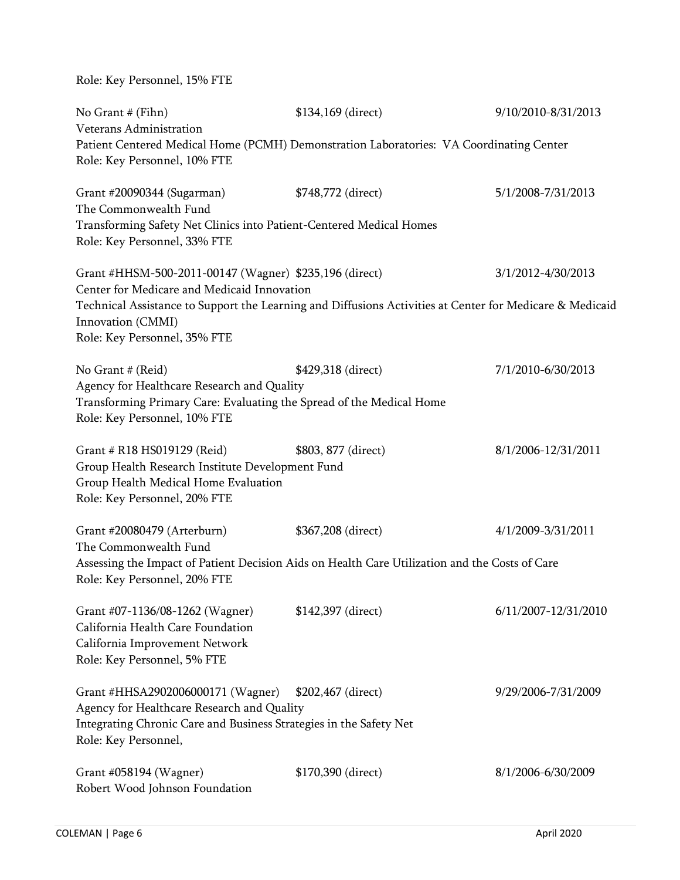Role: Key Personnel, 15% FTE

No Grant # (Fihn) $134,169 (direct) 9/10/2010-8/31/2013
Veterans Administration
Patient Centered Medical Home (PCMH) Demonstration Laboratories: VA Coordinating Center
Role: Key Personnel, 10% FTE

Grant #20090344 (Sugarman) $748,772 (direct) 5/1/2008-7/31/2013
The Commonwealth Fund
Transforming Safety Net Clinics into Patient-Centered Medical Homes
Role: Key Personnel, 33% FTE

Grant #HHSM-500-2011-00147 (Wagner) $235,196 (direct) 3/1/2012-4/30/2013
Center for Medicare and Medicaid Innovation
Technical Assistance to Support the Learning and Diffusions Activities at Center for Medicare & Medicaid Innovation (CMMI)
Role: Key Personnel, 35% FTE

No Grant # (Reid) $429,318 (direct) 7/1/2010-6/30/2013
Agency for Healthcare Research and Quality
Transforming Primary Care: Evaluating the Spread of the Medical Home
Role: Key Personnel, 10% FTE

Grant # R18 HS019129 (Reid) $803, 877 (direct) 8/1/2006-12/31/2011
Group Health Research Institute Development Fund
Group Health Medical Home Evaluation
Role: Key Personnel, 20% FTE

Grant #20080479 (Arterburn) $367,208 (direct) 4/1/2009-3/31/2011
The Commonwealth Fund
Assessing the Impact of Patient Decision Aids on Health Care Utilization and the Costs of Care
Role: Key Personnel, 20% FTE

Grant #07-1136/08-1262 (Wagner) $142,397 (direct) 6/11/2007-12/31/2010
California Health Care Foundation
California Improvement Network
Role: Key Personnel, 5% FTE

Grant #HHSA2902006000171 (Wagner) $202,467 (direct) 9/29/2006-7/31/2009
Agency for Healthcare Research and Quality
Integrating Chronic Care and Business Strategies in the Safety Net
Role: Key Personnel,

Grant #058194 (Wagner) $170,390 (direct) 8/1/2006-6/30/2009
Robert Wood Johnson Foundation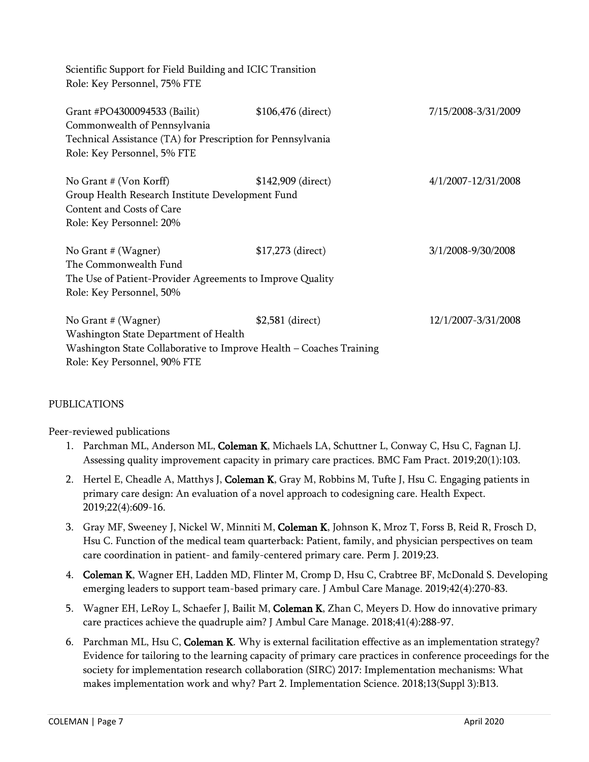Scientific Support for Field Building and ICIC Transition
Role: Key Personnel, 75% FTE

Grant #PO4300094533 (Bailit) $106,476 (direct) 7/15/2008-3/31/2009
Commonwealth of Pennsylvania
Technical Assistance (TA) for Prescription for Pennsylvania
Role: Key Personnel, 5% FTE

No Grant # (Von Korff) $142,909 (direct) 4/1/2007-12/31/2008
Group Health Research Institute Development Fund
Content and Costs of Care
Role: Key Personnel: 20%

No Grant # (Wagner) $17,273 (direct) 3/1/2008-9/30/2008
The Commonwealth Fund
The Use of Patient-Provider Agreements to Improve Quality
Role: Key Personnel, 50%

No Grant # (Wagner) $2,581 (direct) 12/1/2007-3/31/2008
Washington State Department of Health
Washington State Collaborative to Improve Health – Coaches Training
Role: Key Personnel, 90% FTE

## PUBLICATIONS

### Peer-reviewed publications

1. Parchman ML, Anderson ML, **Coleman K**, Michaels LA, Schuttner L, Conway C, Hsu C, Fagnan LJ. Assessing quality improvement capacity in primary care practices. BMC Fam Pract. 2019;20(1):103.
2. Hertel E, Cheadle A, Matthys J, **Coleman K**, Gray M, Robbins M, Tufte J, Hsu C. Engaging patients in primary care design: An evaluation of a novel approach to codesigning care. Health Expect. 2019;22(4):609-16.
3. Gray MF, Sweeney J, Nickel W, Minniti M, **Coleman K**, Johnson K, Mroz T, Forss B, Reid R, Frosch D, Hsu C. Function of the medical team quarterback: Patient, family, and physician perspectives on team care coordination in patient- and family-centered primary care. Perm J. 2019;23.
4. **Coleman K**, Wagner EH, Ladden MD, Flinter M, Cromp D, Hsu C, Crabtree BF, McDonald S. Developing emerging leaders to support team-based primary care. J Ambul Care Manage. 2019;42(4):270-83.
5. Wagner EH, LeRoy L, Schaefer J, Bailit M, **Coleman K**, Zhan C, Meyers D. How do innovative primary care practices achieve the quadruple aim? J Ambul Care Manage. 2018;41(4):288-97.
6. Parchman ML, Hsu C, **Coleman K**. Why is external facilitation effective as an implementation strategy? Evidence for tailoring to the learning capacity of primary care practices in conference proceedings for the society for implementation research collaboration (SIRC) 2017: Implementation mechanisms: What makes implementation work and why? Part 2. Implementation Science. 2018;13(Suppl 3):B13.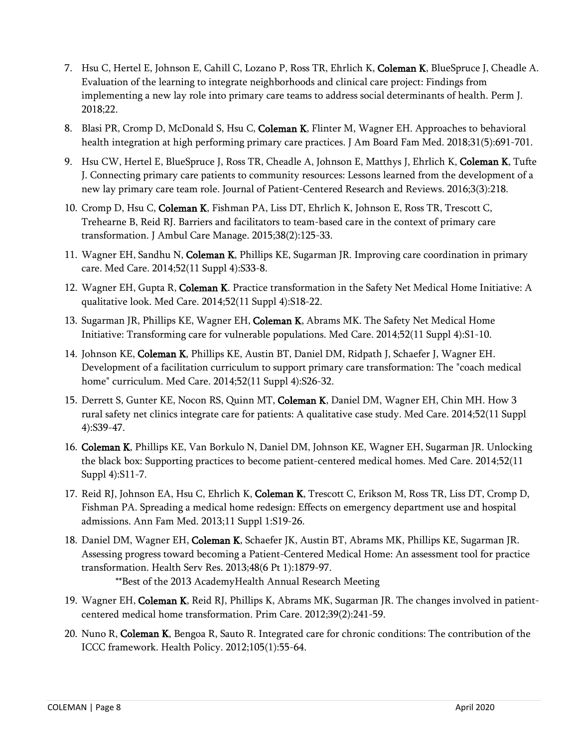7. Hsu C, Hertel E, Johnson E, Cahill C, Lozano P, Ross TR, Ehrlich K, **Coleman K**, BlueSpruce J, Cheadle A. Evaluation of the learning to integrate neighborhoods and clinical care project: Findings from implementing a new lay role into primary care teams to address social determinants of health. Perm J. 2018;22.

8. Blasi PR, Cromp D, McDonald S, Hsu C, **Coleman K**, Flinter M, Wagner EH. Approaches to behavioral health integration at high performing primary care practices. J Am Board Fam Med. 2018;31(5):691-701.

9. Hsu CW, Hertel E, BlueSpruce J, Ross TR, Cheadle A, Johnson E, Matthys J, Ehrlich K, **Coleman K**, Tufte J. Connecting primary care patients to community resources: Lessons learned from the development of a new lay primary care team role. Journal of Patient-Centered Research and Reviews. 2016;3(3):218.

10. Cromp D, Hsu C, **Coleman K**, Fishman PA, Liss DT, Ehrlich K, Johnson E, Ross TR, Trescott C, Trehearne B, Reid RJ. Barriers and facilitators to team-based care in the context of primary care transformation. J Ambul Care Manage. 2015;38(2):125-33.

11. Wagner EH, Sandhu N, **Coleman K**, Phillips KE, Sugarman JR. Improving care coordination in primary care. Med Care. 2014;52(11 Suppl 4):S33-8.

12. Wagner EH, Gupta R, **Coleman K**. Practice transformation in the Safety Net Medical Home Initiative: A qualitative look. Med Care. 2014;52(11 Suppl 4):S18-22.

13. Sugarman JR, Phillips KE, Wagner EH, **Coleman K**, Abrams MK. The Safety Net Medical Home Initiative: Transforming care for vulnerable populations. Med Care. 2014;52(11 Suppl 4):S1-10.

14. Johnson KE, **Coleman K**, Phillips KE, Austin BT, Daniel DM, Ridpath J, Schaefer J, Wagner EH. Development of a facilitation curriculum to support primary care transformation: The "coach medical home" curriculum. Med Care. 2014;52(11 Suppl 4):S26-32.

15. Derrett S, Gunter KE, Nocon RS, Quinn MT, **Coleman K**, Daniel DM, Wagner EH, Chin MH. How 3 rural safety net clinics integrate care for patients: A qualitative case study. Med Care. 2014;52(11 Suppl 4):S39-47.

16. **Coleman K**, Phillips KE, Van Borkulo N, Daniel DM, Johnson KE, Wagner EH, Sugarman JR. Unlocking the black box: Supporting practices to become patient-centered medical homes. Med Care. 2014;52(11 Suppl 4):S11-7.

17. Reid RJ, Johnson EA, Hsu C, Ehrlich K, **Coleman K**, Trescott C, Erikson M, Ross TR, Liss DT, Cromp D, Fishman PA. Spreading a medical home redesign: Effects on emergency department use and hospital admissions. Ann Fam Med. 2013;11 Suppl 1:S19-26.

18. Daniel DM, Wagner EH, **Coleman K**, Schaefer JK, Austin BT, Abrams MK, Phillips KE, Sugarman JR. Assessing progress toward becoming a Patient-Centered Medical Home: An assessment tool for practice transformation. Health Serv Res. 2013;48(6 Pt 1):1879-97.
    **Best of the 2013 AcademyHealth Annual Research Meeting

19. Wagner EH, **Coleman K**, Reid RJ, Phillips K, Abrams MK, Sugarman JR. The changes involved in patient-centered medical home transformation. Prim Care. 2012;39(2):241-59.

20. Nuno R, **Coleman K**, Bengoa R, Sauto R. Integrated care for chronic conditions: The contribution of the ICCC framework. Health Policy. 2012;105(1):55-64.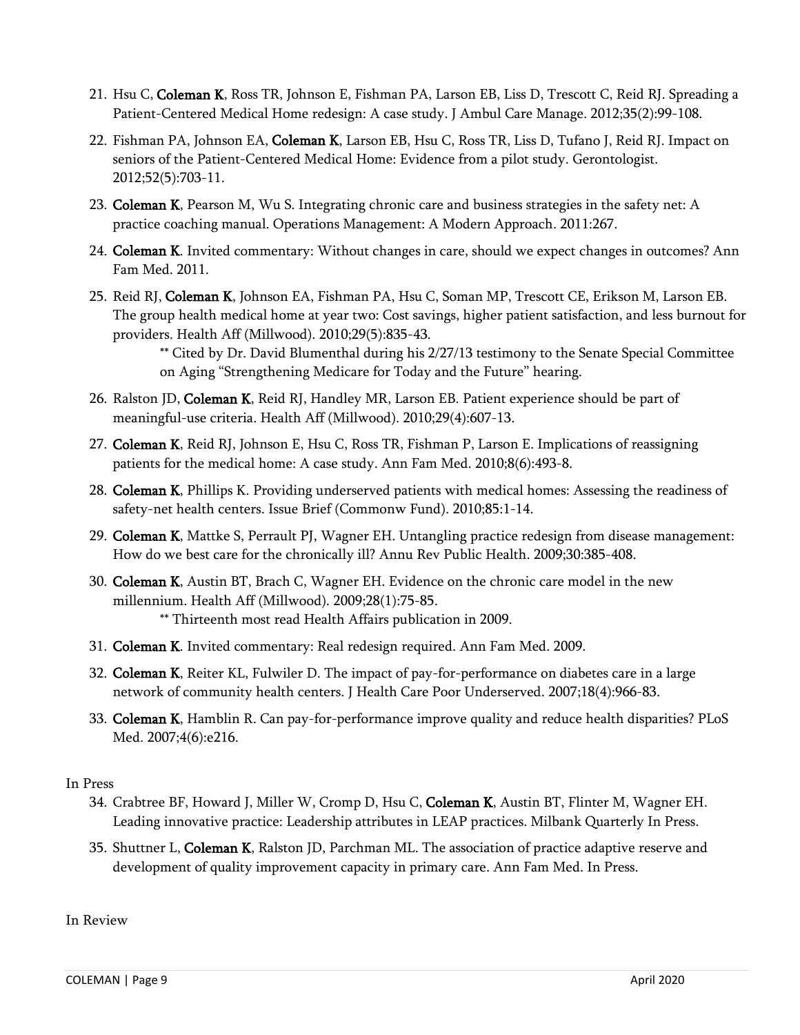21. Hsu C, **Coleman K**, Ross TR, Johnson E, Fishman PA, Larson EB, Liss D, Trescott C, Reid RJ. Spreading a Patient-Centered Medical Home redesign: A case study. J Ambul Care Manage. 2012;35(2):99-108.

22. Fishman PA, Johnson EA, **Coleman K**, Larson EB, Hsu C, Ross TR, Liss D, Tufano J, Reid RJ. Impact on seniors of the Patient-Centered Medical Home: Evidence from a pilot study. Gerontologist. 2012;52(5):703-11.

23. **Coleman K**, Pearson M, Wu S. Integrating chronic care and business strategies in the safety net: A practice coaching manual. Operations Management: A Modern Approach. 2011:267.

24. **Coleman K**. Invited commentary: Without changes in care, should we expect changes in outcomes? Ann Fam Med. 2011.

25. Reid RJ, **Coleman K**, Johnson EA, Fishman PA, Hsu C, Soman MP, Trescott CE, Erikson M, Larson EB. The group health medical home at year two: Cost savings, higher patient satisfaction, and less burnout for providers. Health Aff (Millwood). 2010;29(5):835-43.

    ** Cited by Dr. David Blumenthal during his 2/27/13 testimony to the Senate Special Committee on Aging "Strengthening Medicare for Today and the Future" hearing.

26. Ralston JD, **Coleman K**, Reid RJ, Handley MR, Larson EB. Patient experience should be part of meaningful-use criteria. Health Aff (Millwood). 2010;29(4):607-13.

27. **Coleman K**, Reid RJ, Johnson E, Hsu C, Ross TR, Fishman P, Larson E. Implications of reassigning patients for the medical home: A case study. Ann Fam Med. 2010;8(6):493-8.

28. **Coleman K**, Phillips K. Providing underserved patients with medical homes: Assessing the readiness of safety-net health centers. Issue Brief (Commonw Fund). 2010;85:1-14.

29. **Coleman K**, Mattke S, Perrault PJ, Wagner EH. Untangling practice redesign from disease management: How do we best care for the chronically ill? Annu Rev Public Health. 2009;30:385-408.

30. **Coleman K**, Austin BT, Brach C, Wagner EH. Evidence on the chronic care model in the new millennium. Health Aff (Millwood). 2009;28(1):75-85.

    ** Thirteenth most read Health Affairs publication in 2009.

31. **Coleman K**. Invited commentary: Real redesign required. Ann Fam Med. 2009.

32. **Coleman K**, Reiter KL, Fulwiler D. The impact of pay-for-performance on diabetes care in a large network of community health centers. J Health Care Poor Underserved. 2007;18(4):966-83.

33. **Coleman K**, Hamblin R. Can pay-for-performance improve quality and reduce health disparities? PLoS Med. 2007;4(6):e216.

In Press

34. Crabtree BF, Howard J, Miller W, Cromp D, Hsu C, **Coleman K**, Austin BT, Flinter M, Wagner EH. Leading innovative practice: Leadership attributes in LEAP practices. Milbank Quarterly In Press.

35. Shuttner L, **Coleman K**, Ralston JD, Parchman ML. The association of practice adaptive reserve and development of quality improvement capacity in primary care. Ann Fam Med. In Press.

In Review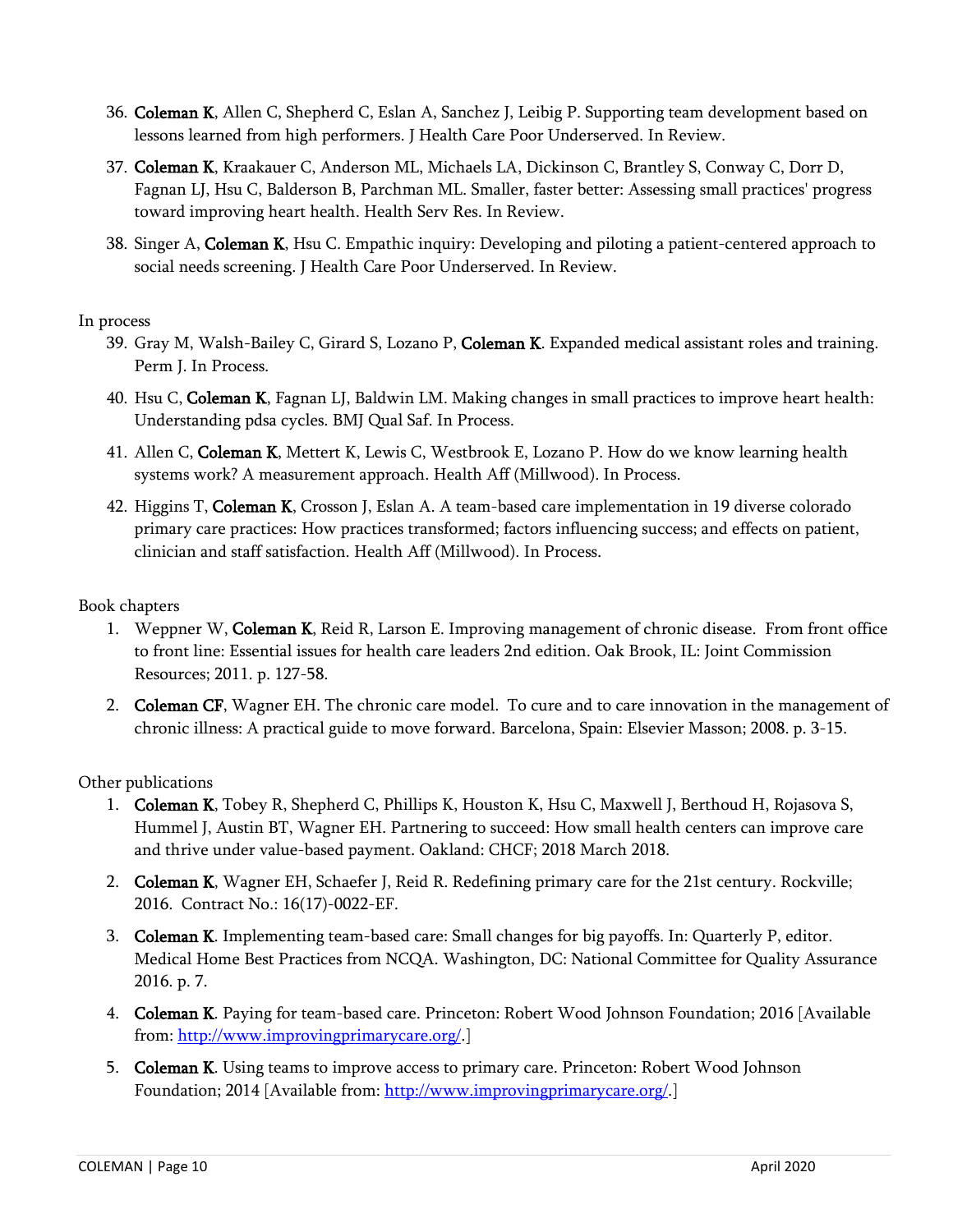36. **Coleman K**, Allen C, Shepherd C, Eslan A, Sanchez J, Leibig P. Supporting team development based on lessons learned from high performers. J Health Care Poor Underserved. In Review.
37. **Coleman K**, Kraakauer C, Anderson ML, Michaels LA, Dickinson C, Brantley S, Conway C, Dorr D, Fagnan LJ, Hsu C, Balderson B, Parchman ML. Smaller, faster better: Assessing small practices' progress toward improving heart health. Health Serv Res. In Review.
38. Singer A, **Coleman K**, Hsu C. Empathic inquiry: Developing and piloting a patient-centered approach to social needs screening. J Health Care Poor Underserved. In Review.

In process

39. Gray M, Walsh-Bailey C, Girard S, Lozano P, **Coleman K**. Expanded medical assistant roles and training. Perm J. In Process.
40. Hsu C, **Coleman K**, Fagnan LJ, Baldwin LM. Making changes in small practices to improve heart health: Understanding pdsa cycles. BMJ Qual Saf. In Process.
41. Allen C, **Coleman K**, Mettert K, Lewis C, Westbrook E, Lozano P. How do we know learning health systems work? A measurement approach. Health Aff (Millwood). In Process.
42. Higgins T, **Coleman K**, Crosson J, Eslan A. A team-based care implementation in 19 diverse colorado primary care practices: How practices transformed; factors influencing success; and effects on patient, clinician and staff satisfaction. Health Aff (Millwood). In Process.

Book chapters

1. Weppner W, **Coleman K**, Reid R, Larson E. Improving management of chronic disease. From front office to front line: Essential issues for health care leaders 2nd edition. Oak Brook, IL: Joint Commission Resources; 2011. p. 127-58.
2. **Coleman CF**, Wagner EH. The chronic care model. To cure and to care innovation in the management of chronic illness: A practical guide to move forward. Barcelona, Spain: Elsevier Masson; 2008. p. 3-15.

Other publications

1. **Coleman K**, Tobey R, Shepherd C, Phillips K, Houston K, Hsu C, Maxwell J, Berthoud H, Rojasova S, Hummel J, Austin BT, Wagner EH. Partnering to succeed: How small health centers can improve care and thrive under value-based payment. Oakland: CHCF; 2018 March 2018.
2. **Coleman K**, Wagner EH, Schaefer J, Reid R. Redefining primary care for the 21st century. Rockville; 2016. Contract No.: 16(17)-0022-EF.
3. **Coleman K**. Implementing team-based care: Small changes for big payoffs. In: Quarterly P, editor. Medical Home Best Practices from NCQA. Washington, DC: National Committee for Quality Assurance 2016. p. 7.
4. **Coleman K**. Paying for team-based care. Princeton: Robert Wood Johnson Foundation; 2016 [Available from: http://www.improvingprimarycare.org/.]
5. **Coleman K**. Using teams to improve access to primary care. Princeton: Robert Wood Johnson Foundation; 2014 [Available from: http://www.improvingprimarycare.org/.]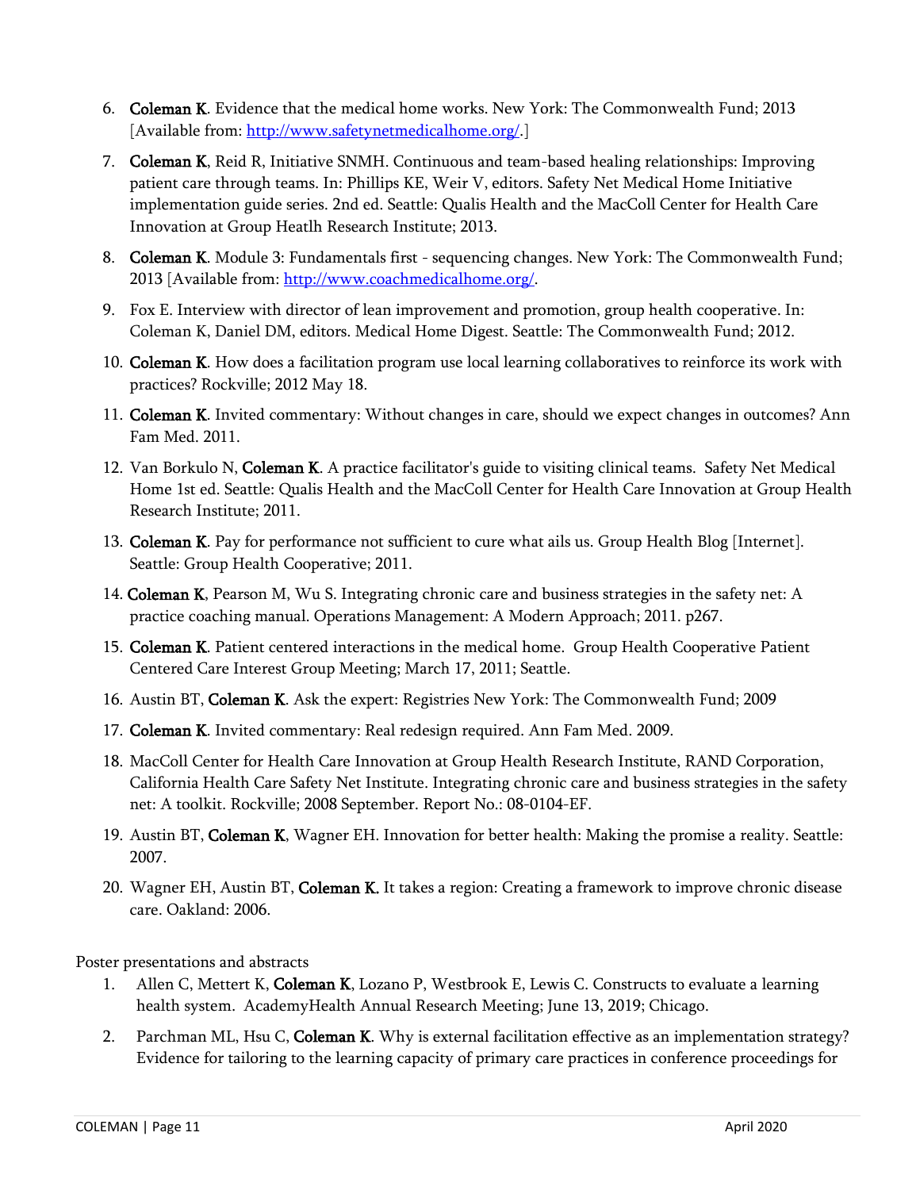6. **Coleman K**. Evidence that the medical home works. New York: The Commonwealth Fund; 2013 [Available from: http://www.safetynetmedicalhome.org/.]
7. **Coleman K**, Reid R, Initiative SNMH. Continuous and team-based healing relationships: Improving patient care through teams. In: Phillips KE, Weir V, editors. Safety Net Medical Home Initiative implementation guide series. 2nd ed. Seattle: Qualis Health and the MacColl Center for Health Care Innovation at Group Heatlh Research Institute; 2013.
8. **Coleman K**. Module 3: Fundamentals first - sequencing changes. New York: The Commonwealth Fund; 2013 [Available from: http://www.coachmedicalhome.org/.
9. Fox E. Interview with director of lean improvement and promotion, group health cooperative. In: Coleman K, Daniel DM, editors. Medical Home Digest. Seattle: The Commonwealth Fund; 2012.
10. **Coleman K**. How does a facilitation program use local learning collaboratives to reinforce its work with practices? Rockville; 2012 May 18.
11. **Coleman K**. Invited commentary: Without changes in care, should we expect changes in outcomes? Ann Fam Med. 2011.
12. Van Borkulo N, **Coleman K**. A practice facilitator's guide to visiting clinical teams. Safety Net Medical Home 1st ed. Seattle: Qualis Health and the MacColl Center for Health Care Innovation at Group Health Research Institute; 2011.
13. **Coleman K**. Pay for performance not sufficient to cure what ails us. Group Health Blog [Internet]. Seattle: Group Health Cooperative; 2011.
14. **Coleman K**, Pearson M, Wu S. Integrating chronic care and business strategies in the safety net: A practice coaching manual. Operations Management: A Modern Approach; 2011. p267.
15. **Coleman K**. Patient centered interactions in the medical home. Group Health Cooperative Patient Centered Care Interest Group Meeting; March 17, 2011; Seattle.
16. Austin BT, **Coleman K**. Ask the expert: Registries New York: The Commonwealth Fund; 2009
17. **Coleman K**. Invited commentary: Real redesign required. Ann Fam Med. 2009.
18. MacColl Center for Health Care Innovation at Group Health Research Institute, RAND Corporation, California Health Care Safety Net Institute. Integrating chronic care and business strategies in the safety net: A toolkit. Rockville; 2008 September. Report No.: 08-0104-EF.
19. Austin BT, **Coleman K**, Wagner EH. Innovation for better health: Making the promise a reality. Seattle: 2007.
20. Wagner EH, Austin BT, **Coleman K.** It takes a region: Creating a framework to improve chronic disease care. Oakland: 2006.

Poster presentations and abstracts

1. Allen C, Mettert K, **Coleman K**, Lozano P, Westbrook E, Lewis C. Constructs to evaluate a learning health system. AcademyHealth Annual Research Meeting; June 13, 2019; Chicago.
2. Parchman ML, Hsu C, **Coleman K**. Why is external facilitation effective as an implementation strategy? Evidence for tailoring to the learning capacity of primary care practices in conference proceedings for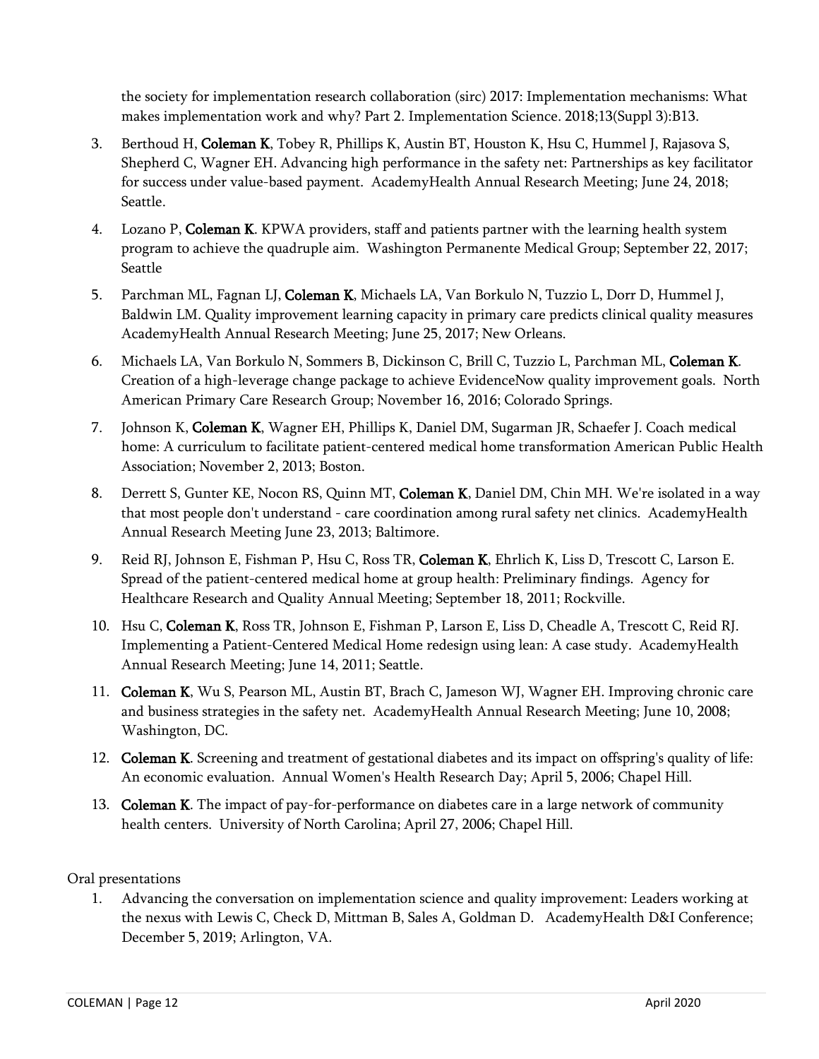the society for implementation research collaboration (sirc) 2017: Implementation mechanisms: What makes implementation work and why? Part 2. Implementation Science. 2018;13(Suppl 3):B13.

3. Berthoud H, **Coleman K**, Tobey R, Phillips K, Austin BT, Houston K, Hsu C, Hummel J, Rajasova S, Shepherd C, Wagner EH. Advancing high performance in the safety net: Partnerships as key facilitator for success under value-based payment. AcademyHealth Annual Research Meeting; June 24, 2018; Seattle.
4. Lozano P, **Coleman K**. KPWA providers, staff and patients partner with the learning health system program to achieve the quadruple aim. Washington Permanente Medical Group; September 22, 2017; Seattle
5. Parchman ML, Fagnan LJ, **Coleman K**, Michaels LA, Van Borkulo N, Tuzzio L, Dorr D, Hummel J, Baldwin LM. Quality improvement learning capacity in primary care predicts clinical quality measures AcademyHealth Annual Research Meeting; June 25, 2017; New Orleans.
6. Michaels LA, Van Borkulo N, Sommers B, Dickinson C, Brill C, Tuzzio L, Parchman ML, **Coleman K**. Creation of a high-leverage change package to achieve EvidenceNow quality improvement goals. North American Primary Care Research Group; November 16, 2016; Colorado Springs.
7. Johnson K, **Coleman K**, Wagner EH, Phillips K, Daniel DM, Sugarman JR, Schaefer J. Coach medical home: A curriculum to facilitate patient-centered medical home transformation American Public Health Association; November 2, 2013; Boston.
8. Derrett S, Gunter KE, Nocon RS, Quinn MT, **Coleman K**, Daniel DM, Chin MH. We're isolated in a way that most people don't understand - care coordination among rural safety net clinics. AcademyHealth Annual Research Meeting June 23, 2013; Baltimore.
9. Reid RJ, Johnson E, Fishman P, Hsu C, Ross TR, **Coleman K**, Ehrlich K, Liss D, Trescott C, Larson E. Spread of the patient-centered medical home at group health: Preliminary findings. Agency for Healthcare Research and Quality Annual Meeting; September 18, 2011; Rockville.
10. Hsu C, **Coleman K**, Ross TR, Johnson E, Fishman P, Larson E, Liss D, Cheadle A, Trescott C, Reid RJ. Implementing a Patient-Centered Medical Home redesign using lean: A case study. AcademyHealth Annual Research Meeting; June 14, 2011; Seattle.
11. **Coleman K**, Wu S, Pearson ML, Austin BT, Brach C, Jameson WJ, Wagner EH. Improving chronic care and business strategies in the safety net. AcademyHealth Annual Research Meeting; June 10, 2008; Washington, DC.
12. **Coleman K**. Screening and treatment of gestational diabetes and its impact on offspring's quality of life: An economic evaluation. Annual Women's Health Research Day; April 5, 2006; Chapel Hill.
13. **Coleman K**. The impact of pay-for-performance on diabetes care in a large network of community health centers. University of North Carolina; April 27, 2006; Chapel Hill.

Oral presentations

1. Advancing the conversation on implementation science and quality improvement: Leaders working at the nexus with Lewis C, Check D, Mittman B, Sales A, Goldman D. AcademyHealth D&I Conference; December 5, 2019; Arlington, VA.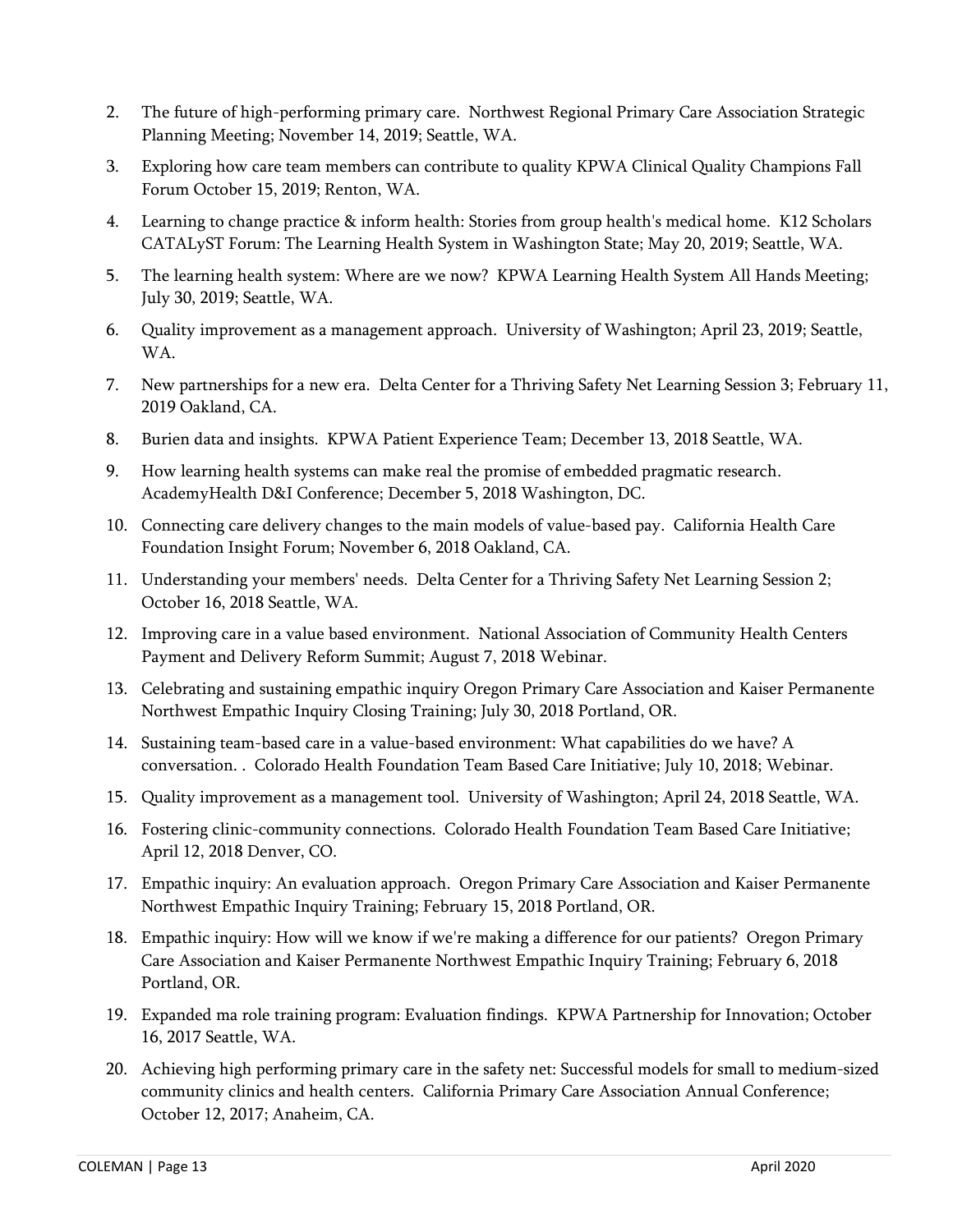2. The future of high-performing primary care. Northwest Regional Primary Care Association Strategic Planning Meeting; November 14, 2019; Seattle, WA.
3. Exploring how care team members can contribute to quality KPWA Clinical Quality Champions Fall Forum October 15, 2019; Renton, WA.
4. Learning to change practice & inform health: Stories from group health's medical home. K12 Scholars CATALyST Forum: The Learning Health System in Washington State; May 20, 2019; Seattle, WA.
5. The learning health system: Where are we now? KPWA Learning Health System All Hands Meeting; July 30, 2019; Seattle, WA.
6. Quality improvement as a management approach. University of Washington; April 23, 2019; Seattle, WA.
7. New partnerships for a new era. Delta Center for a Thriving Safety Net Learning Session 3; February 11, 2019 Oakland, CA.
8. Burien data and insights. KPWA Patient Experience Team; December 13, 2018 Seattle, WA.
9. How learning health systems can make real the promise of embedded pragmatic research. AcademyHealth D&I Conference; December 5, 2018 Washington, DC.
10. Connecting care delivery changes to the main models of value-based pay. California Health Care Foundation Insight Forum; November 6, 2018 Oakland, CA.
11. Understanding your members' needs. Delta Center for a Thriving Safety Net Learning Session 2; October 16, 2018 Seattle, WA.
12. Improving care in a value based environment. National Association of Community Health Centers Payment and Delivery Reform Summit; August 7, 2018 Webinar.
13. Celebrating and sustaining empathic inquiry Oregon Primary Care Association and Kaiser Permanente Northwest Empathic Inquiry Closing Training; July 30, 2018 Portland, OR.
14. Sustaining team-based care in a value-based environment: What capabilities do we have? A conversation. . Colorado Health Foundation Team Based Care Initiative; July 10, 2018; Webinar.
15. Quality improvement as a management tool. University of Washington; April 24, 2018 Seattle, WA.
16. Fostering clinic-community connections. Colorado Health Foundation Team Based Care Initiative; April 12, 2018 Denver, CO.
17. Empathic inquiry: An evaluation approach. Oregon Primary Care Association and Kaiser Permanente Northwest Empathic Inquiry Training; February 15, 2018 Portland, OR.
18. Empathic inquiry: How will we know if we're making a difference for our patients? Oregon Primary Care Association and Kaiser Permanente Northwest Empathic Inquiry Training; February 6, 2018 Portland, OR.
19. Expanded ma role training program: Evaluation findings. KPWA Partnership for Innovation; October 16, 2017 Seattle, WA.
20. Achieving high performing primary care in the safety net: Successful models for small to medium-sized community clinics and health centers. California Primary Care Association Annual Conference; October 12, 2017; Anaheim, CA.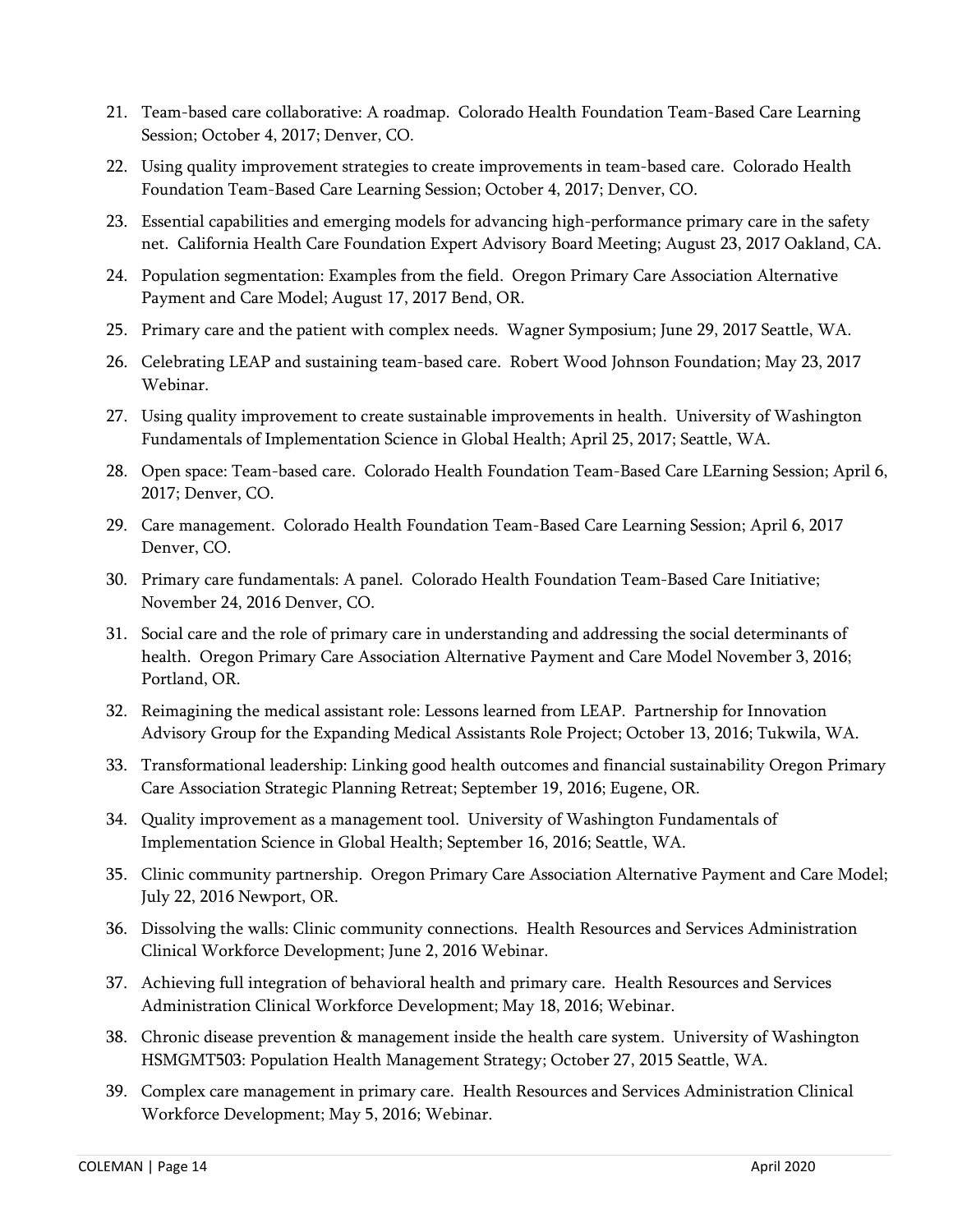21. Team-based care collaborative: A roadmap. Colorado Health Foundation Team-Based Care Learning Session; October 4, 2017; Denver, CO.
22. Using quality improvement strategies to create improvements in team-based care. Colorado Health Foundation Team-Based Care Learning Session; October 4, 2017; Denver, CO.
23. Essential capabilities and emerging models for advancing high-performance primary care in the safety net. California Health Care Foundation Expert Advisory Board Meeting; August 23, 2017 Oakland, CA.
24. Population segmentation: Examples from the field. Oregon Primary Care Association Alternative Payment and Care Model; August 17, 2017 Bend, OR.
25. Primary care and the patient with complex needs. Wagner Symposium; June 29, 2017 Seattle, WA.
26. Celebrating LEAP and sustaining team-based care. Robert Wood Johnson Foundation; May 23, 2017 Webinar.
27. Using quality improvement to create sustainable improvements in health. University of Washington Fundamentals of Implementation Science in Global Health; April 25, 2017; Seattle, WA.
28. Open space: Team-based care. Colorado Health Foundation Team-Based Care LEarning Session; April 6, 2017; Denver, CO.
29. Care management. Colorado Health Foundation Team-Based Care Learning Session; April 6, 2017 Denver, CO.
30. Primary care fundamentals: A panel. Colorado Health Foundation Team-Based Care Initiative; November 24, 2016 Denver, CO.
31. Social care and the role of primary care in understanding and addressing the social determinants of health. Oregon Primary Care Association Alternative Payment and Care Model November 3, 2016; Portland, OR.
32. Reimagining the medical assistant role: Lessons learned from LEAP. Partnership for Innovation Advisory Group for the Expanding Medical Assistants Role Project; October 13, 2016; Tukwila, WA.
33. Transformational leadership: Linking good health outcomes and financial sustainability Oregon Primary Care Association Strategic Planning Retreat; September 19, 2016; Eugene, OR.
34. Quality improvement as a management tool. University of Washington Fundamentals of Implementation Science in Global Health; September 16, 2016; Seattle, WA.
35. Clinic community partnership. Oregon Primary Care Association Alternative Payment and Care Model; July 22, 2016 Newport, OR.
36. Dissolving the walls: Clinic community connections. Health Resources and Services Administration Clinical Workforce Development; June 2, 2016 Webinar.
37. Achieving full integration of behavioral health and primary care. Health Resources and Services Administration Clinical Workforce Development; May 18, 2016; Webinar.
38. Chronic disease prevention & management inside the health care system. University of Washington HSMGMT503: Population Health Management Strategy; October 27, 2015 Seattle, WA.
39. Complex care management in primary care. Health Resources and Services Administration Clinical Workforce Development; May 5, 2016; Webinar.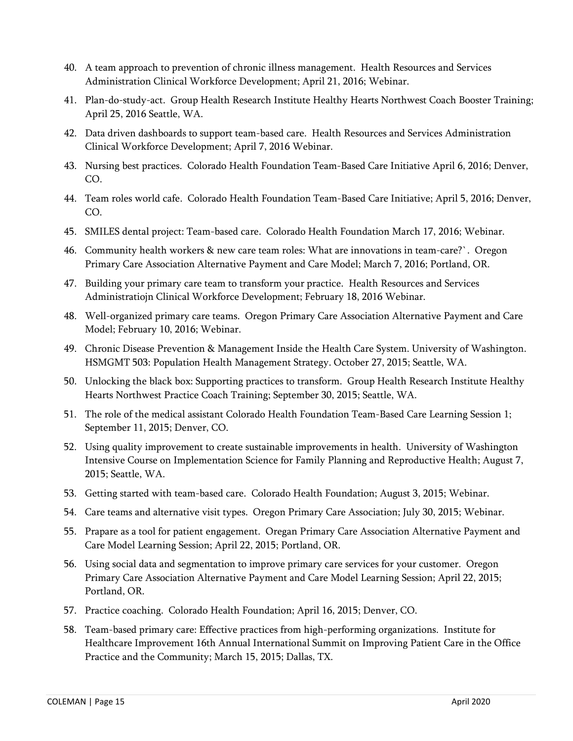40. A team approach to prevention of chronic illness management. Health Resources and Services Administration Clinical Workforce Development; April 21, 2016; Webinar.
41. Plan-do-study-act. Group Health Research Institute Healthy Hearts Northwest Coach Booster Training; April 25, 2016 Seattle, WA.
42. Data driven dashboards to support team-based care. Health Resources and Services Administration Clinical Workforce Development; April 7, 2016 Webinar.
43. Nursing best practices. Colorado Health Foundation Team-Based Care Initiative April 6, 2016; Denver, CO.
44. Team roles world cafe. Colorado Health Foundation Team-Based Care Initiative; April 5, 2016; Denver, CO.
45. SMILES dental project: Team-based care. Colorado Health Foundation March 17, 2016; Webinar.
46. Community health workers & new care team roles: What are innovations in team-care?`. Oregon Primary Care Association Alternative Payment and Care Model; March 7, 2016; Portland, OR.
47. Building your primary care team to transform your practice. Health Resources and Services Administratiojn Clinical Workforce Development; February 18, 2016 Webinar.
48. Well-organized primary care teams. Oregon Primary Care Association Alternative Payment and Care Model; February 10, 2016; Webinar.
49. Chronic Disease Prevention & Management Inside the Health Care System. University of Washington. HSMGMT 503: Population Health Management Strategy. October 27, 2015; Seattle, WA.
50. Unlocking the black box: Supporting practices to transform. Group Health Research Institute Healthy Hearts Northwest Practice Coach Training; September 30, 2015; Seattle, WA.
51. The role of the medical assistant Colorado Health Foundation Team-Based Care Learning Session 1; September 11, 2015; Denver, CO.
52. Using quality improvement to create sustainable improvements in health. University of Washington Intensive Course on Implementation Science for Family Planning and Reproductive Health; August 7, 2015; Seattle, WA.
53. Getting started with team-based care. Colorado Health Foundation; August 3, 2015; Webinar.
54. Care teams and alternative visit types. Oregon Primary Care Association; July 30, 2015; Webinar.
55. Prapare as a tool for patient engagement. Oregan Primary Care Association Alternative Payment and Care Model Learning Session; April 22, 2015; Portland, OR.
56. Using social data and segmentation to improve primary care services for your customer. Oregon Primary Care Association Alternative Payment and Care Model Learning Session; April 22, 2015; Portland, OR.
57. Practice coaching. Colorado Health Foundation; April 16, 2015; Denver, CO.
58. Team-based primary care: Effective practices from high-performing organizations. Institute for Healthcare Improvement 16th Annual International Summit on Improving Patient Care in the Office Practice and the Community; March 15, 2015; Dallas, TX.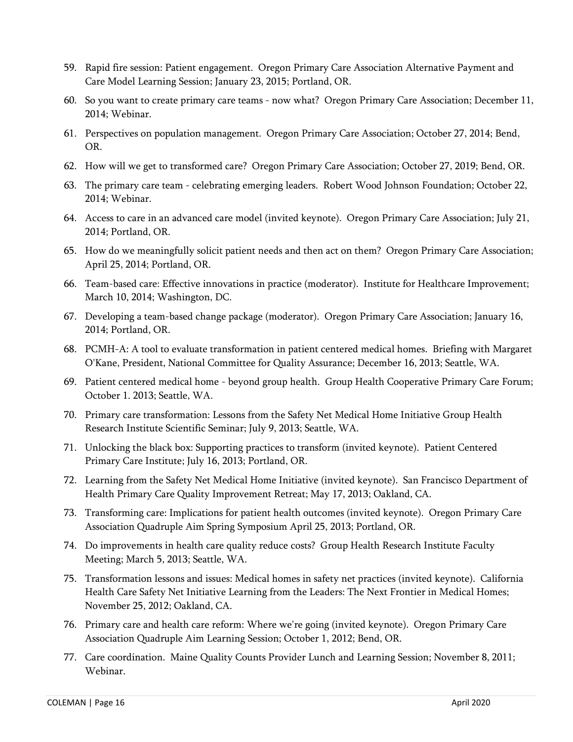59. Rapid fire session: Patient engagement. Oregon Primary Care Association Alternative Payment and Care Model Learning Session; January 23, 2015; Portland, OR.
60. So you want to create primary care teams - now what? Oregon Primary Care Association; December 11, 2014; Webinar.
61. Perspectives on population management. Oregon Primary Care Association; October 27, 2014; Bend, OR.
62. How will we get to transformed care? Oregon Primary Care Association; October 27, 2019; Bend, OR.
63. The primary care team - celebrating emerging leaders. Robert Wood Johnson Foundation; October 22, 2014; Webinar.
64. Access to care in an advanced care model (invited keynote). Oregon Primary Care Association; July 21, 2014; Portland, OR.
65. How do we meaningfully solicit patient needs and then act on them? Oregon Primary Care Association; April 25, 2014; Portland, OR.
66. Team-based care: Effective innovations in practice (moderator). Institute for Healthcare Improvement; March 10, 2014; Washington, DC.
67. Developing a team-based change package (moderator). Oregon Primary Care Association; January 16, 2014; Portland, OR.
68. PCMH-A: A tool to evaluate transformation in patient centered medical homes. Briefing with Margaret O'Kane, President, National Committee for Quality Assurance; December 16, 2013; Seattle, WA.
69. Patient centered medical home - beyond group health. Group Health Cooperative Primary Care Forum; October 1. 2013; Seattle, WA.
70. Primary care transformation: Lessons from the Safety Net Medical Home Initiative Group Health Research Institute Scientific Seminar; July 9, 2013; Seattle, WA.
71. Unlocking the black box: Supporting practices to transform (invited keynote). Patient Centered Primary Care Institute; July 16, 2013; Portland, OR.
72. Learning from the Safety Net Medical Home Initiative (invited keynote). San Francisco Department of Health Primary Care Quality Improvement Retreat; May 17, 2013; Oakland, CA.
73. Transforming care: Implications for patient health outcomes (invited keynote). Oregon Primary Care Association Quadruple Aim Spring Symposium April 25, 2013; Portland, OR.
74. Do improvements in health care quality reduce costs? Group Health Research Institute Faculty Meeting; March 5, 2013; Seattle, WA.
75. Transformation lessons and issues: Medical homes in safety net practices (invited keynote). California Health Care Safety Net Initiative Learning from the Leaders: The Next Frontier in Medical Homes; November 25, 2012; Oakland, CA.
76. Primary care and health care reform: Where we're going (invited keynote). Oregon Primary Care Association Quadruple Aim Learning Session; October 1, 2012; Bend, OR.
77. Care coordination. Maine Quality Counts Provider Lunch and Learning Session; November 8, 2011; Webinar.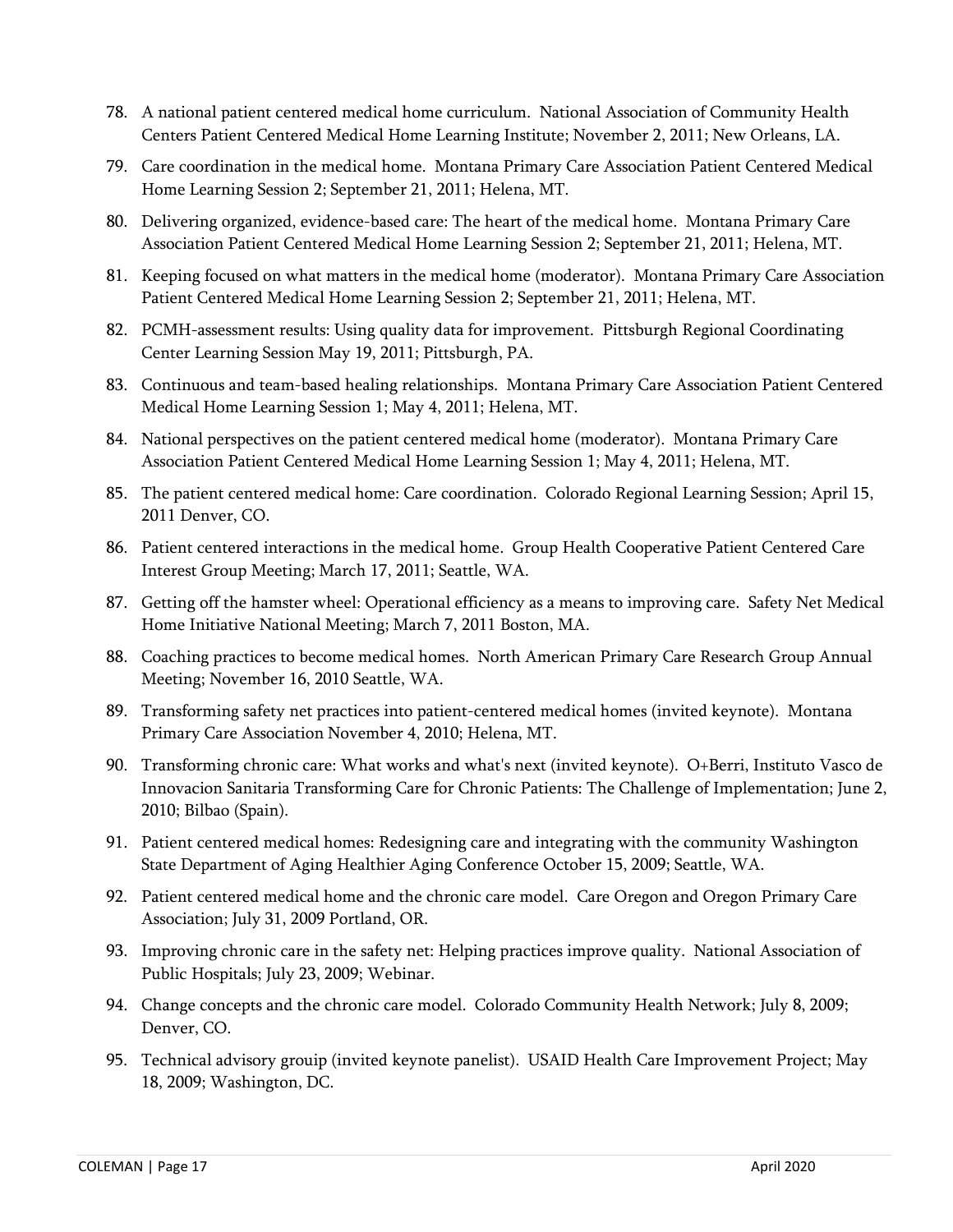78. A national patient centered medical home curriculum. National Association of Community Health Centers Patient Centered Medical Home Learning Institute; November 2, 2011; New Orleans, LA.
79. Care coordination in the medical home. Montana Primary Care Association Patient Centered Medical Home Learning Session 2; September 21, 2011; Helena, MT.
80. Delivering organized, evidence-based care: The heart of the medical home. Montana Primary Care Association Patient Centered Medical Home Learning Session 2; September 21, 2011; Helena, MT.
81. Keeping focused on what matters in the medical home (moderator). Montana Primary Care Association Patient Centered Medical Home Learning Session 2; September 21, 2011; Helena, MT.
82. PCMH-assessment results: Using quality data for improvement. Pittsburgh Regional Coordinating Center Learning Session May 19, 2011; Pittsburgh, PA.
83. Continuous and team-based healing relationships. Montana Primary Care Association Patient Centered Medical Home Learning Session 1; May 4, 2011; Helena, MT.
84. National perspectives on the patient centered medical home (moderator). Montana Primary Care Association Patient Centered Medical Home Learning Session 1; May 4, 2011; Helena, MT.
85. The patient centered medical home: Care coordination. Colorado Regional Learning Session; April 15, 2011 Denver, CO.
86. Patient centered interactions in the medical home. Group Health Cooperative Patient Centered Care Interest Group Meeting; March 17, 2011; Seattle, WA.
87. Getting off the hamster wheel: Operational efficiency as a means to improving care. Safety Net Medical Home Initiative National Meeting; March 7, 2011 Boston, MA.
88. Coaching practices to become medical homes. North American Primary Care Research Group Annual Meeting; November 16, 2010 Seattle, WA.
89. Transforming safety net practices into patient-centered medical homes (invited keynote). Montana Primary Care Association November 4, 2010; Helena, MT.
90. Transforming chronic care: What works and what's next (invited keynote). O+Berri, Instituto Vasco de Innovacion Sanitaria Transforming Care for Chronic Patients: The Challenge of Implementation; June 2, 2010; Bilbao (Spain).
91. Patient centered medical homes: Redesigning care and integrating with the community Washington State Department of Aging Healthier Aging Conference October 15, 2009; Seattle, WA.
92. Patient centered medical home and the chronic care model. Care Oregon and Oregon Primary Care Association; July 31, 2009 Portland, OR.
93. Improving chronic care in the safety net: Helping practices improve quality. National Association of Public Hospitals; July 23, 2009; Webinar.
94. Change concepts and the chronic care model. Colorado Community Health Network; July 8, 2009; Denver, CO.
95. Technical advisory grouip (invited keynote panelist). USAID Health Care Improvement Project; May 18, 2009; Washington, DC.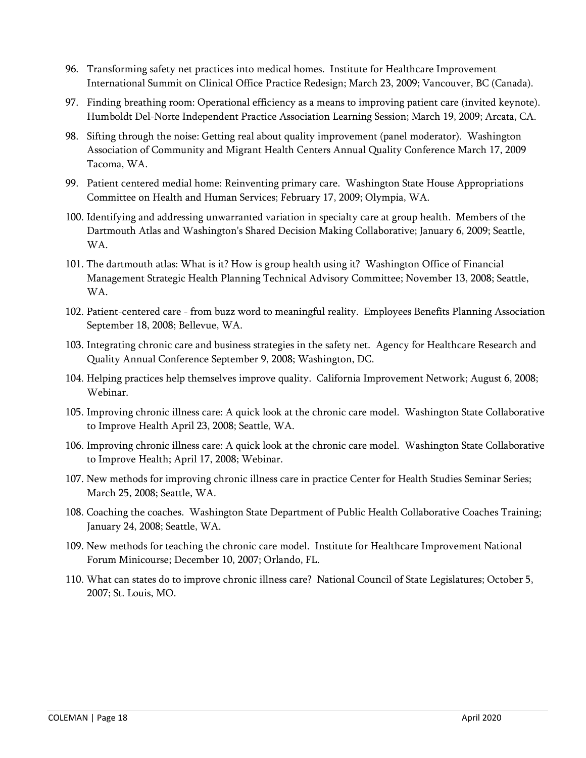96. Transforming safety net practices into medical homes. Institute for Healthcare Improvement International Summit on Clinical Office Practice Redesign; March 23, 2009; Vancouver, BC (Canada).
97. Finding breathing room: Operational efficiency as a means to improving patient care (invited keynote). Humboldt Del-Norte Independent Practice Association Learning Session; March 19, 2009; Arcata, CA.
98. Sifting through the noise: Getting real about quality improvement (panel moderator). Washington Association of Community and Migrant Health Centers Annual Quality Conference March 17, 2009 Tacoma, WA.
99. Patient centered medial home: Reinventing primary care. Washington State House Appropriations Committee on Health and Human Services; February 17, 2009; Olympia, WA.
100. Identifying and addressing unwarranted variation in specialty care at group health. Members of the Dartmouth Atlas and Washington's Shared Decision Making Collaborative; January 6, 2009; Seattle, WA.
101. The dartmouth atlas: What is it? How is group health using it? Washington Office of Financial Management Strategic Health Planning Technical Advisory Committee; November 13, 2008; Seattle, WA.
102. Patient-centered care - from buzz word to meaningful reality. Employees Benefits Planning Association September 18, 2008; Bellevue, WA.
103. Integrating chronic care and business strategies in the safety net. Agency for Healthcare Research and Quality Annual Conference September 9, 2008; Washington, DC.
104. Helping practices help themselves improve quality. California Improvement Network; August 6, 2008; Webinar.
105. Improving chronic illness care: A quick look at the chronic care model. Washington State Collaborative to Improve Health April 23, 2008; Seattle, WA.
106. Improving chronic illness care: A quick look at the chronic care model. Washington State Collaborative to Improve Health; April 17, 2008; Webinar.
107. New methods for improving chronic illness care in practice Center for Health Studies Seminar Series; March 25, 2008; Seattle, WA.
108. Coaching the coaches. Washington State Department of Public Health Collaborative Coaches Training; January 24, 2008; Seattle, WA.
109. New methods for teaching the chronic care model. Institute for Healthcare Improvement National Forum Minicourse; December 10, 2007; Orlando, FL.
110. What can states do to improve chronic illness care? National Council of State Legislatures; October 5, 2007; St. Louis, MO.